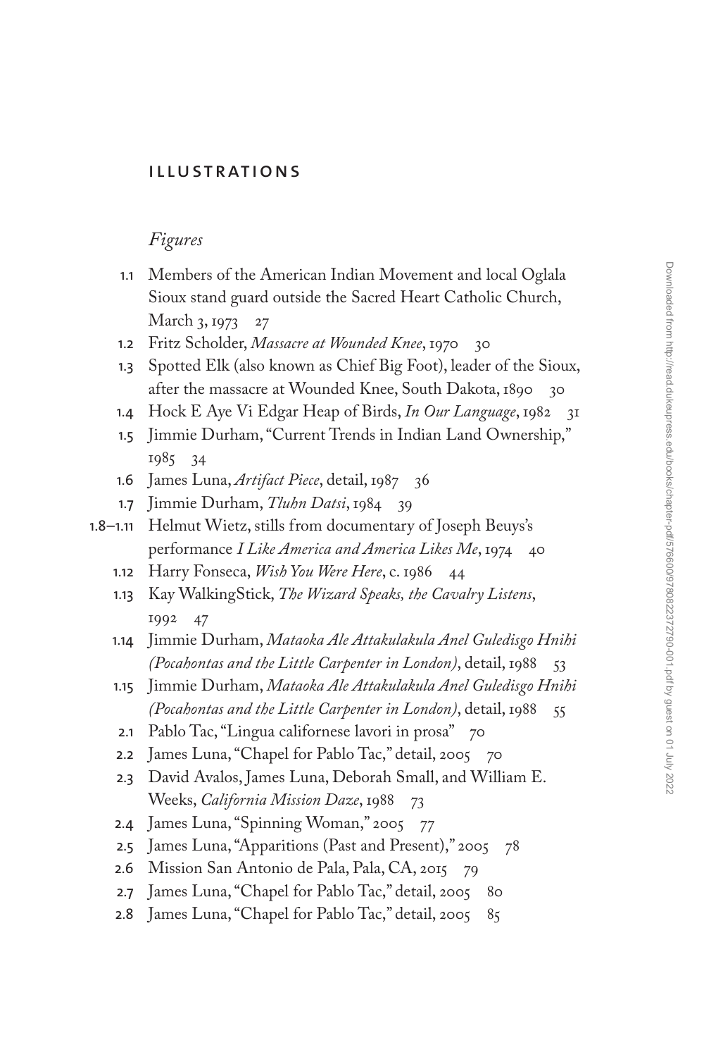# ILLUSTRATIONS

## *Figures*

- 1.1 Members of the American Indian Movement and local Oglala Sioux stand guard outside the Sacred Heart Catholic Church, March 3, 1973 27
- 1.2 Fritz Scholder, *Massacre at Wounded Knee*, 1970 30
- 1.3 Spotted Elk (also known as Chief Big Foot), leader of the Sioux, after the massacre at Wounded Knee, South Dakota, 1890 30
- 1.4 Hock E Aye Vi Edgar Heap of Birds, *In Our Language*, 1982 31
- 1.5 Jimmie Durham, "Current Trends in Indian Land Ownership," 1985 34
- 1.6 James Luna, *Artifact Piece*, detail, 1987 36
- 1.7 Jimmie Durham, *Tluhn Datsi*, 1984 39
- 1.8–1.11 Helmut Wietz, stills from documentary of Joseph Beuys's performance *I Like America and America Likes Me*, 1974 40
- 1.12 Harry Fonseca, *Wish You Were Here*, c. 1986 44
- 1.13 Kay WalkingStick, *The Wizard Speaks, the Cavalry Listens*, 1992 47
- 1.14 Jimmie Durham, *Mataoka Ale Attakulakula Anel Guledisgo Hnihi (Pocahontas and the Little Carpenter in London)*, detail, 1988 53
- 1.15 Jimmie Durham, *Mataoka Ale Attakulakula Anel Guledisgo Hnihi (Pocahontas and the Little Carpenter in London)*, detail, 1988 55
- 2.1 Pablo Tac, "Lingua californese lavori in prosa" 70
- 2.2 James Luna, "Chapel for Pablo Tac," detail, 2005 70
- 2.3 David Avalos, James Luna, Deborah Small, and William E. Weeks, *California Mission Daze*, 1988 73
- 2.4 James Luna, "Spinning Woman," 2005 77
- 2.5 James Luna, "Apparitions (Past and Present)," 2005 78
- 2.6 Mission San Antonio de Pala, Pala, CA, 2015 79
- 2.7 James Luna, "Chapel for Pablo Tac," detail, 2005 80
- 2.8 James Luna, "Chapel for Pablo Tac," detail, 2005 85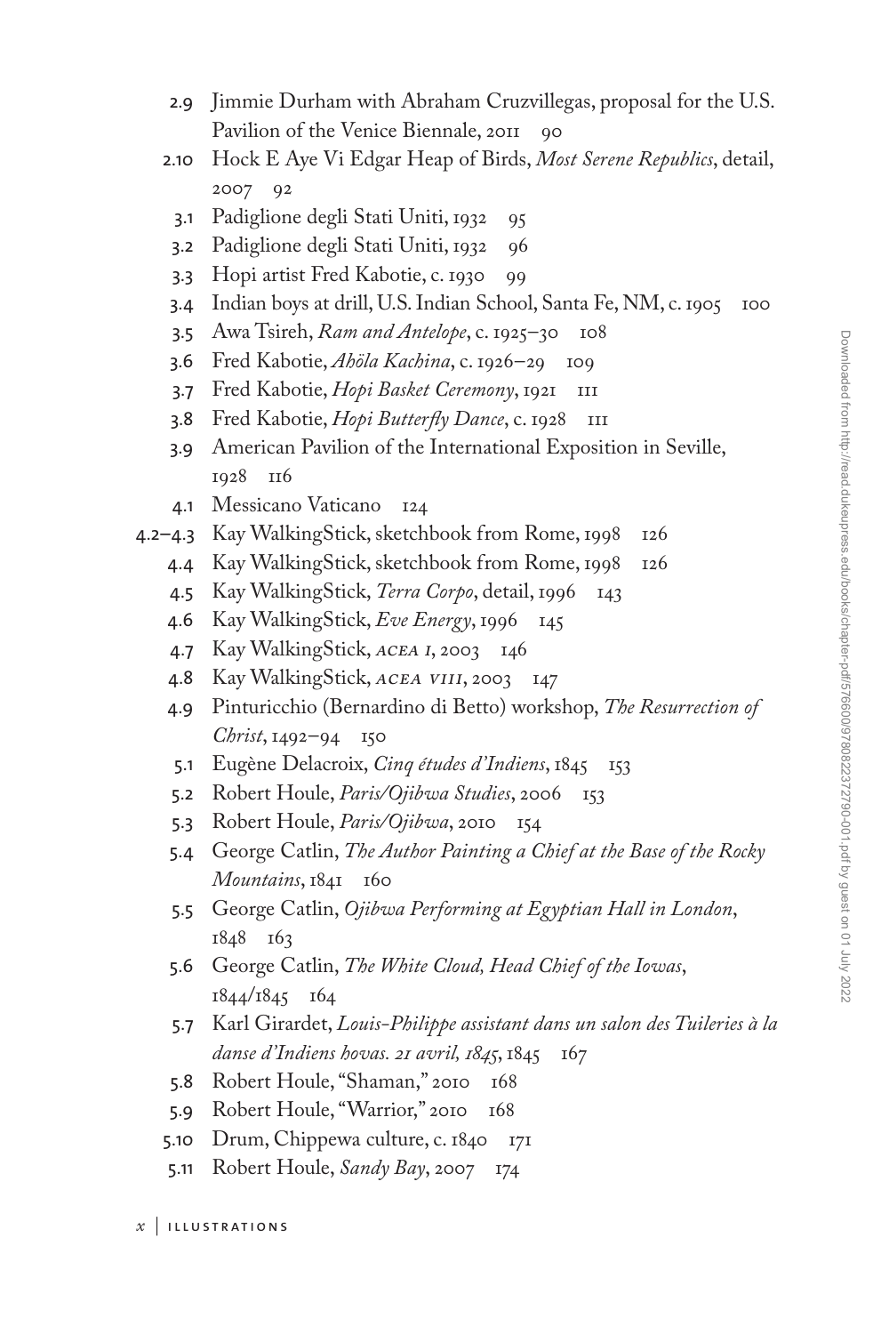2.9 Jimmie Durham with Abraham Cruzvillegas, proposal for the U.S. Pavilion of the Venice Biennale, 2011 90

2.10 Hock E Aye Vi Edgar Heap of Birds, *Most Serene Republics*, detail, 2007 92

3.1 Padiglione degli Stati Uniti, 1932 95

3.2 Padiglione degli Stati Uniti, 1932 96

3.3 Hopi artist Fred Kabotie, c. 1930 99

3.4 Indian boys at drill, U.S. Indian School, Santa Fe, NM, c. 1905 100

3.5 Awa Tsireh, *Ram and Antelope*, c. 1925–30 108

3.6 Fred Kabotie, *Ahöla Kachina*, c. 1926–29 109

3.7 Fred Kabotie, *Hopi Basket Ceremony*, 1921 111

3.8 Fred Kabotie, *Hopi Butterfly Dance*, c. 1928 111

3.9 American Pavilion of the International Exposition in Seville, 1928 116

4.1 Messicano Vaticano 124

4.2–4.3 Kay WalkingStick, sketchbook from Rome, 1998 126

4.4 Kay WalkingStick, sketchbook from Rome, 1998 126

4.5 Kay WalkingStick, *Terra Corpo*, detail, 1996 143

4.6 Kay WalkingStick, *Eve Energy*, 1996 145

4.7 Kay WalkingStick, *ACEA I*, 2003 146

4.8 Kay WalkingStick, *ACEA VIII*, 2003 147

4.9 Pinturicchio (Bernardino di Betto) workshop, *The Resurrection of Christ*, 1492–94 150

5.1 Eugène Delacroix, *Cinq études d'Indiens*, 1845 153

5.2 Robert Houle, *Paris/Ojibwa Studies*, 2006 153

5.3 Robert Houle, *Paris/Ojibwa*, 2010 154

5.4 George Catlin, *The Author Painting a Chief at the Base of the Rocky Mountains*, 1841 160

5.5 George Catlin, *Ojibwa Performing at Egyptian Hall in London*, 1848 163

5.6 George Catlin, *The White Cloud, Head Chief of the Iowas*, 1844/1845 164

5.7 Karl Girardet, *Louis-Philippe assistant dans un salon des Tuileries à la danse d'Indiens hovas. 21 avril, 1845*, 1845 167

5.8 Robert Houle, "Shaman," 2010 168

5.9 Robert Houle, "Warrior," 2010 168

5.10 Drum, Chippewa culture, c. 1840 171

5.11 Robert Houle, *Sandy Bay*, 2007 174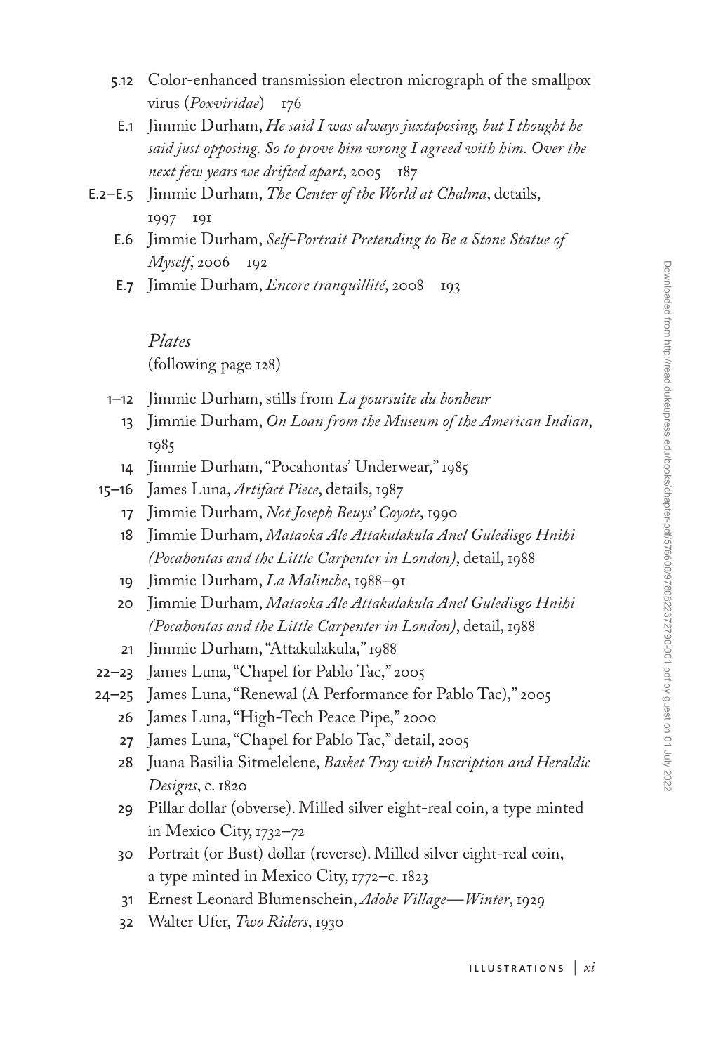5.12 Color-enhanced transmission electron micrograph of the smallpox virus (*Poxviridae*) 176

E.1 Jimmie Durham, *He said I was always juxtaposing, but I thought he said just opposing. So to prove him wrong I agreed with him. Over the next few years we drifted apart*, 2005 187

E.2–E.5 Jimmie Durham, *The Center of the World at Chalma*, details, 1997 191

E.6 Jimmie Durham, *Self-Portrait Pretending to Be a Stone Statue of Myself*, 2006 192

E.7 Jimmie Durham, *Encore tranquillité*, 2008 193

*Plates*
(following page 128)

1–12 Jimmie Durham, stills from *La poursuite du bonheur*

13 Jimmie Durham, *On Loan from the Museum of the American Indian*, 1985

14 Jimmie Durham, "Pocahontas' Underwear," 1985

15–16 James Luna, *Artifact Piece*, details, 1987

17 Jimmie Durham, *Not Joseph Beuys' Coyote*, 1990

18 Jimmie Durham, *Mataoka Ale Attakulakula Anel Guledisgo Hnihi (Pocahontas and the Little Carpenter in London)*, detail, 1988

19 Jimmie Durham, *La Malinche*, 1988–91

20 Jimmie Durham, *Mataoka Ale Attakulakula Anel Guledisgo Hnihi (Pocahontas and the Little Carpenter in London)*, detail, 1988

21 Jimmie Durham, "Attakulakula," 1988

22–23 James Luna, "Chapel for Pablo Tac," 2005

24–25 James Luna, "Renewal (A Performance for Pablo Tac)," 2005

26 James Luna, "High-Tech Peace Pipe," 2000

27 James Luna, "Chapel for Pablo Tac," detail, 2005

28 Juana Basilia Sitmelelene, *Basket Tray with Inscription and Heraldic Designs*, c. 1820

29 Pillar dollar (obverse). Milled silver eight-real coin, a type minted in Mexico City, 1732–72

30 Portrait (or Bust) dollar (reverse). Milled silver eight-real coin, a type minted in Mexico City, 1772–c. 1823

31 Ernest Leonard Blumenschein, *Adobe Village—Winter*, 1929

32 Walter Ufer, *Two Riders*, 1930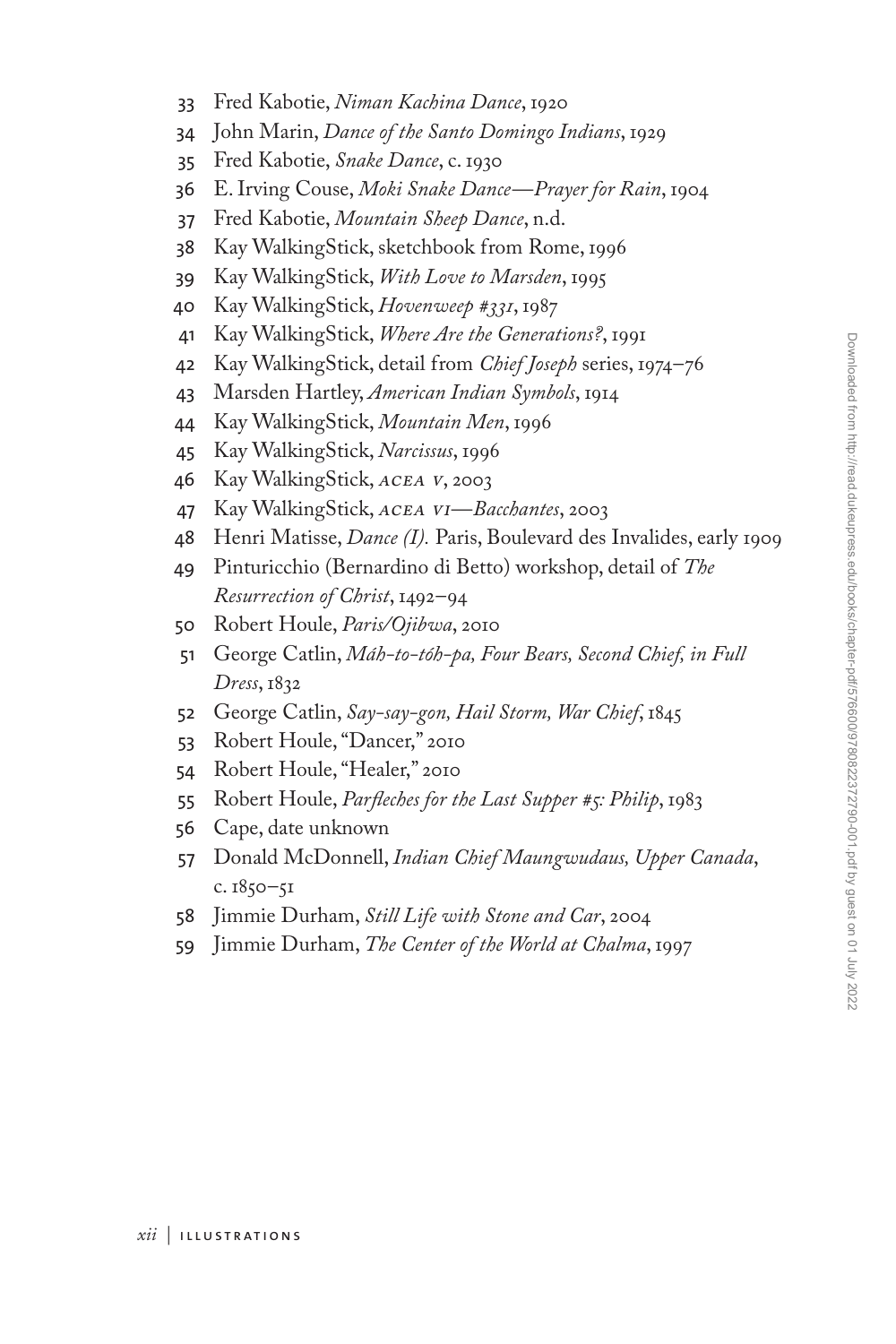33 Fred Kabotie, *Niman Kachina Dance*, 1920

34 John Marin, *Dance of the Santo Domingo Indians*, 1929

35 Fred Kabotie, *Snake Dance*, c. 1930

36 E. Irving Couse, *Moki Snake Dance—Prayer for Rain*, 1904

37 Fred Kabotie, *Mountain Sheep Dance*, n.d.

38 Kay WalkingStick, sketchbook from Rome, 1996

39 Kay WalkingStick, *With Love to Marsden*, 1995

40 Kay WalkingStick, *Hovenweep #331*, 1987

41 Kay WalkingStick, *Where Are the Generations?*, 1991

42 Kay WalkingStick, detail from *Chief Joseph* series, 1974–76

43 Marsden Hartley, *American Indian Symbols*, 1914

44 Kay WalkingStick, *Mountain Men*, 1996

45 Kay WalkingStick, *Narcissus*, 1996

46 Kay WalkingStick, *ACEA V*, 2003

47 Kay WalkingStick, *ACEA VI—Bacchantes*, 2003

48 Henri Matisse, *Dance (I).* Paris, Boulevard des Invalides, early 1909

49 Pinturicchio (Bernardino di Betto) workshop, detail of *The Resurrection of Christ*, 1492–94

50 Robert Houle, *Paris/Ojibwa*, 2010

51 George Catlin, *Máh-to-tóh-pa, Four Bears, Second Chief, in Full Dress*, 1832

52 George Catlin, *Say-say-gon, Hail Storm, War Chief*, 1845

53 Robert Houle, "Dancer," 2010

54 Robert Houle, "Healer," 2010

55 Robert Houle, *Parfleches for the Last Supper #5: Philip*, 1983

56 Cape, date unknown

57 Donald McDonnell, *Indian Chief Maungwudaus, Upper Canada*, c. 1850–51

58 Jimmie Durham, *Still Life with Stone and Car*, 2004

59 Jimmie Durham, *The Center of the World at Chalma*, 1997